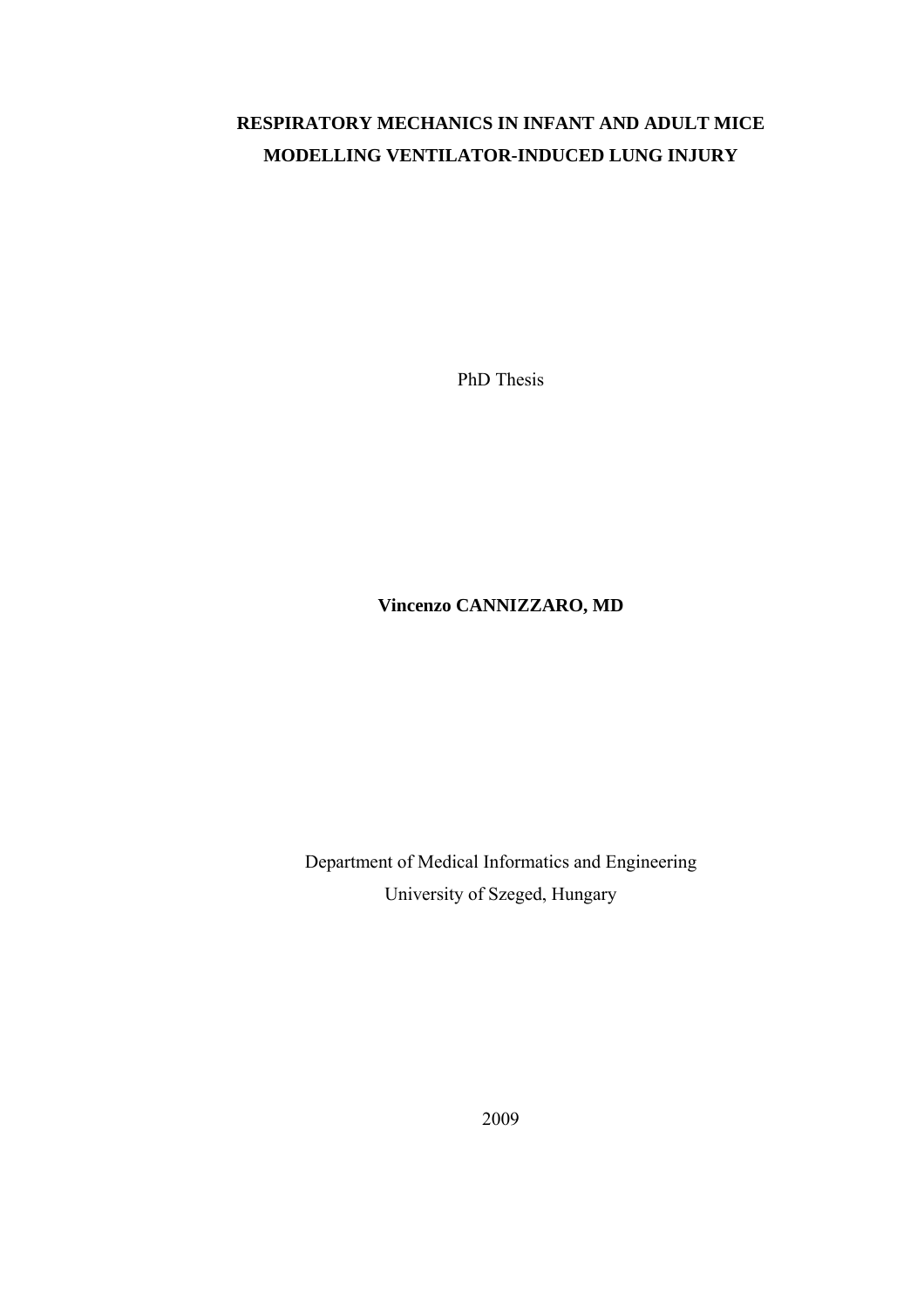# RESPIRATORY MECHANICS IN INFANT AND ADULT MICE MODELLING VENTILATOR-INDUCED LUNG INJURY

PhD Thesis

**Vincenzo CANNIZZARO, MD**

Department of Medical Informatics and Engineering

University of Szeged, Hungary

2009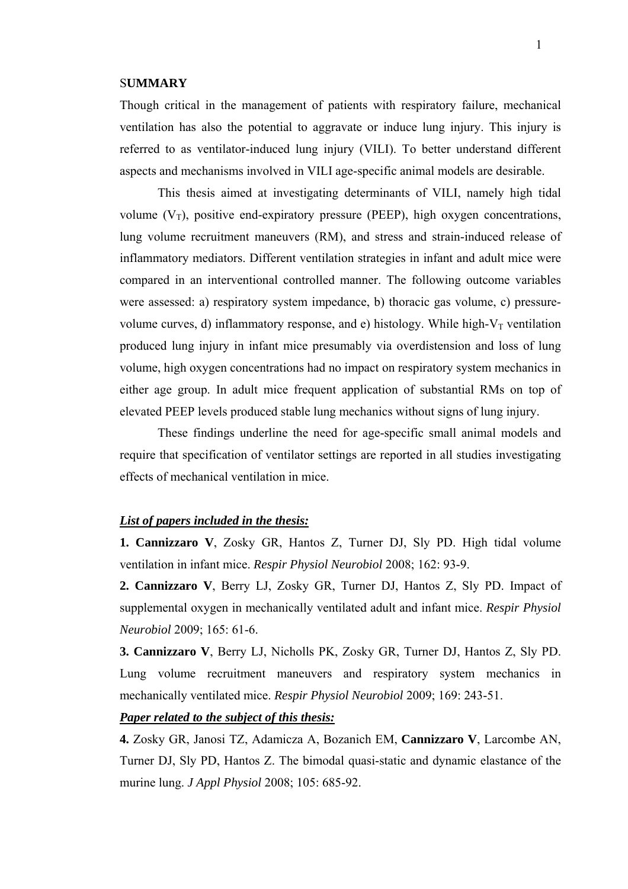# SUMMARY

Though critical in the management of patients with respiratory failure, mechanical ventilation has also the potential to aggravate or induce lung injury. This injury is referred to as ventilator-induced lung injury (VILI). To better understand different aspects and mechanisms involved in VILI age-specific animal models are desirable.

This thesis aimed at investigating determinants of VILI, namely high tidal volume ($V_T$), positive end-expiratory pressure (PEEP), high oxygen concentrations, lung volume recruitment maneuvers (RM), and stress and strain-induced release of inflammatory mediators. Different ventilation strategies in infant and adult mice were compared in an interventional controlled manner. The following outcome variables were assessed: a) respiratory system impedance, b) thoracic gas volume, c) pressure-volume curves, d) inflammatory response, and e) histology. While high-$V_T$ ventilation produced lung injury in infant mice presumably via overdistension and loss of lung volume, high oxygen concentrations had no impact on respiratory system mechanics in either age group. In adult mice frequent application of substantial RMs on top of elevated PEEP levels produced stable lung mechanics without signs of lung injury.

These findings underline the need for age-specific small animal models and require that specification of ventilator settings are reported in all studies investigating effects of mechanical ventilation in mice.

***List of papers included in the thesis:***

**1. Cannizzaro V**, Zosky GR, Hantos Z, Turner DJ, Sly PD. High tidal volume ventilation in infant mice. *Respir Physiol Neurobiol* 2008; 162: 93-9.

**2. Cannizzaro V**, Berry LJ, Zosky GR, Turner DJ, Hantos Z, Sly PD. Impact of supplemental oxygen in mechanically ventilated adult and infant mice. *Respir Physiol Neurobiol* 2009; 165: 61-6.

**3. Cannizzaro V**, Berry LJ, Nicholls PK, Zosky GR, Turner DJ, Hantos Z, Sly PD. Lung volume recruitment maneuvers and respiratory system mechanics in mechanically ventilated mice. *Respir Physiol Neurobiol* 2009; 169: 243-51.

***Paper related to the subject of this thesis:***

**4.** Zosky GR, Janosi TZ, Adamicza A, Bozanich EM, **Cannizzaro V**, Larcombe AN, Turner DJ, Sly PD, Hantos Z. The bimodal quasi-static and dynamic elastance of the murine lung. *J Appl Physiol* 2008; 105: 685-92.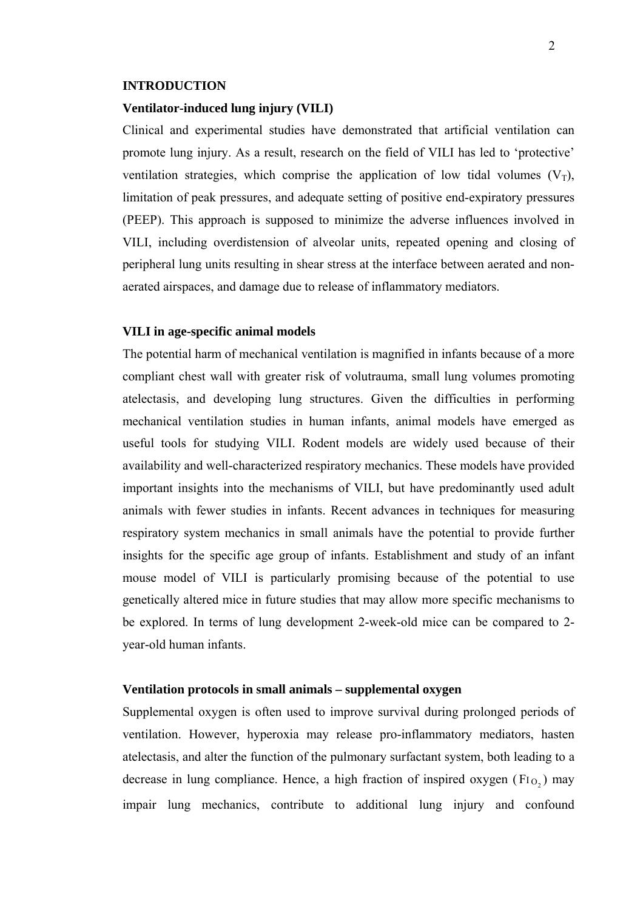## INTRODUCTION

### Ventilator-induced lung injury (VILI)

Clinical and experimental studies have demonstrated that artificial ventilation can promote lung injury. As a result, research on the field of VILI has led to 'protective' ventilation strategies, which comprise the application of low tidal volumes ($V_T$), limitation of peak pressures, and adequate setting of positive end-expiratory pressures (PEEP). This approach is supposed to minimize the adverse influences involved in VILI, including overdistension of alveolar units, repeated opening and closing of peripheral lung units resulting in shear stress at the interface between aerated and non-aerated airspaces, and damage due to release of inflammatory mediators.

### VILI in age-specific animal models

The potential harm of mechanical ventilation is magnified in infants because of a more compliant chest wall with greater risk of volutrauma, small lung volumes promoting atelectasis, and developing lung structures. Given the difficulties in performing mechanical ventilation studies in human infants, animal models have emerged as useful tools for studying VILI. Rodent models are widely used because of their availability and well-characterized respiratory mechanics. These models have provided important insights into the mechanisms of VILI, but have predominantly used adult animals with fewer studies in infants. Recent advances in techniques for measuring respiratory system mechanics in small animals have the potential to provide further insights for the specific age group of infants. Establishment and study of an infant mouse model of VILI is particularly promising because of the potential to use genetically altered mice in future studies that may allow more specific mechanisms to be explored. In terms of lung development 2-week-old mice can be compared to 2-year-old human infants.

### Ventilation protocols in small animals – supplemental oxygen

Supplemental oxygen is often used to improve survival during prolonged periods of ventilation. However, hyperoxia may release pro-inflammatory mediators, hasten atelectasis, and alter the function of the pulmonary surfactant system, both leading to a decrease in lung compliance. Hence, a high fraction of inspired oxygen ($F_{I_{O_2}}$) may impair lung mechanics, contribute to additional lung injury and confound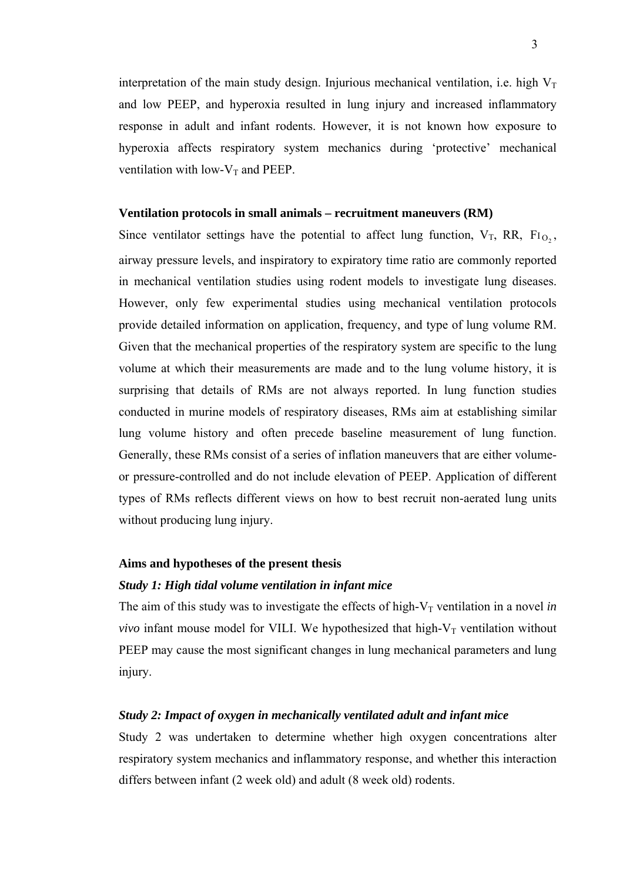interpretation of the main study design. Injurious mechanical ventilation, i.e. high $V_T$ and low PEEP, and hyperoxia resulted in lung injury and increased inflammatory response in adult and infant rodents. However, it is not known how exposure to hyperoxia affects respiratory system mechanics during 'protective' mechanical ventilation with low-$V_T$ and PEEP.

### Ventilation protocols in small animals – recruitment maneuvers (RM)

Since ventilator settings have the potential to affect lung function, $V_T$, RR, $F_{IO_2}$, airway pressure levels, and inspiratory to expiratory time ratio are commonly reported in mechanical ventilation studies using rodent models to investigate lung diseases. However, only few experimental studies using mechanical ventilation protocols provide detailed information on application, frequency, and type of lung volume RM. Given that the mechanical properties of the respiratory system are specific to the lung volume at which their measurements are made and to the lung volume history, it is surprising that details of RMs are not always reported. In lung function studies conducted in murine models of respiratory diseases, RMs aim at establishing similar lung volume history and often precede baseline measurement of lung function. Generally, these RMs consist of a series of inflation maneuvers that are either volume- or pressure-controlled and do not include elevation of PEEP. Application of different types of RMs reflects different views on how to best recruit non-aerated lung units without producing lung injury.

### Aims and hypotheses of the present thesis

#### *Study 1: High tidal volume ventilation in infant mice*

The aim of this study was to investigate the effects of high-$V_T$ ventilation in a novel *in vivo* infant mouse model for VILI. We hypothesized that high-$V_T$ ventilation without PEEP may cause the most significant changes in lung mechanical parameters and lung injury.

#### *Study 2: Impact of oxygen in mechanically ventilated adult and infant mice*

Study 2 was undertaken to determine whether high oxygen concentrations alter respiratory system mechanics and inflammatory response, and whether this interaction differs between infant (2 week old) and adult (8 week old) rodents.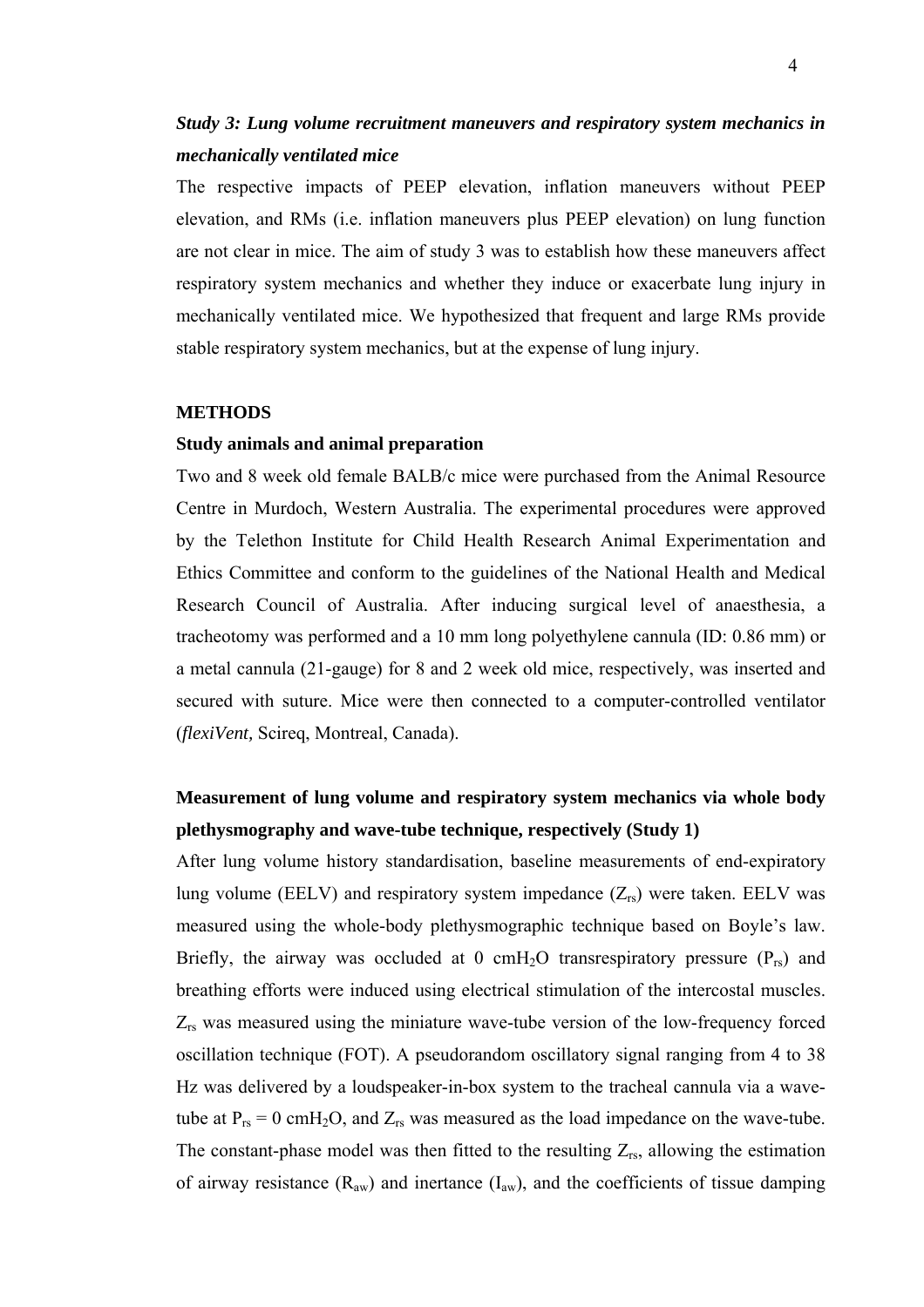### *Study 3: Lung volume recruitment maneuvers and respiratory system mechanics in mechanically ventilated mice*

The respective impacts of PEEP elevation, inflation maneuvers without PEEP elevation, and RMs (i.e. inflation maneuvers plus PEEP elevation) on lung function are not clear in mice. The aim of study 3 was to establish how these maneuvers affect respiratory system mechanics and whether they induce or exacerbate lung injury in mechanically ventilated mice. We hypothesized that frequent and large RMs provide stable respiratory system mechanics, but at the expense of lung injury.

## METHODS

### Study animals and animal preparation

Two and 8 week old female BALB/c mice were purchased from the Animal Resource Centre in Murdoch, Western Australia. The experimental procedures were approved by the Telethon Institute for Child Health Research Animal Experimentation and Ethics Committee and conform to the guidelines of the National Health and Medical Research Council of Australia. After inducing surgical level of anaesthesia, a tracheotomy was performed and a 10 mm long polyethylene cannula (ID: 0.86 mm) or a metal cannula (21-gauge) for 8 and 2 week old mice, respectively, was inserted and secured with suture. Mice were then connected to a computer-controlled ventilator (*flexiVent,* Scireq, Montreal, Canada).

### Measurement of lung volume and respiratory system mechanics via whole body plethysmography and wave-tube technique, respectively (Study 1)

After lung volume history standardisation, baseline measurements of end-expiratory lung volume (EELV) and respiratory system impedance ($Z_{rs}$) were taken. EELV was measured using the whole-body plethysmographic technique based on Boyle's law. Briefly, the airway was occluded at 0 $cmH_2O$ transrespiratory pressure ($P_{rs}$) and breathing efforts were induced using electrical stimulation of the intercostal muscles. $Z_{rs}$ was measured using the miniature wave-tube version of the low-frequency forced oscillation technique (FOT). A pseudorandom oscillatory signal ranging from 4 to 38 Hz was delivered by a loudspeaker-in-box system to the tracheal cannula via a wave-tube at $P_{rs}$ = 0 $cmH_2O$, and $Z_{rs}$ was measured as the load impedance on the wave-tube. The constant-phase model was then fitted to the resulting $Z_{rs}$, allowing the estimation of airway resistance ($R_{aw}$) and inertance ($I_{aw}$), and the coefficients of tissue damping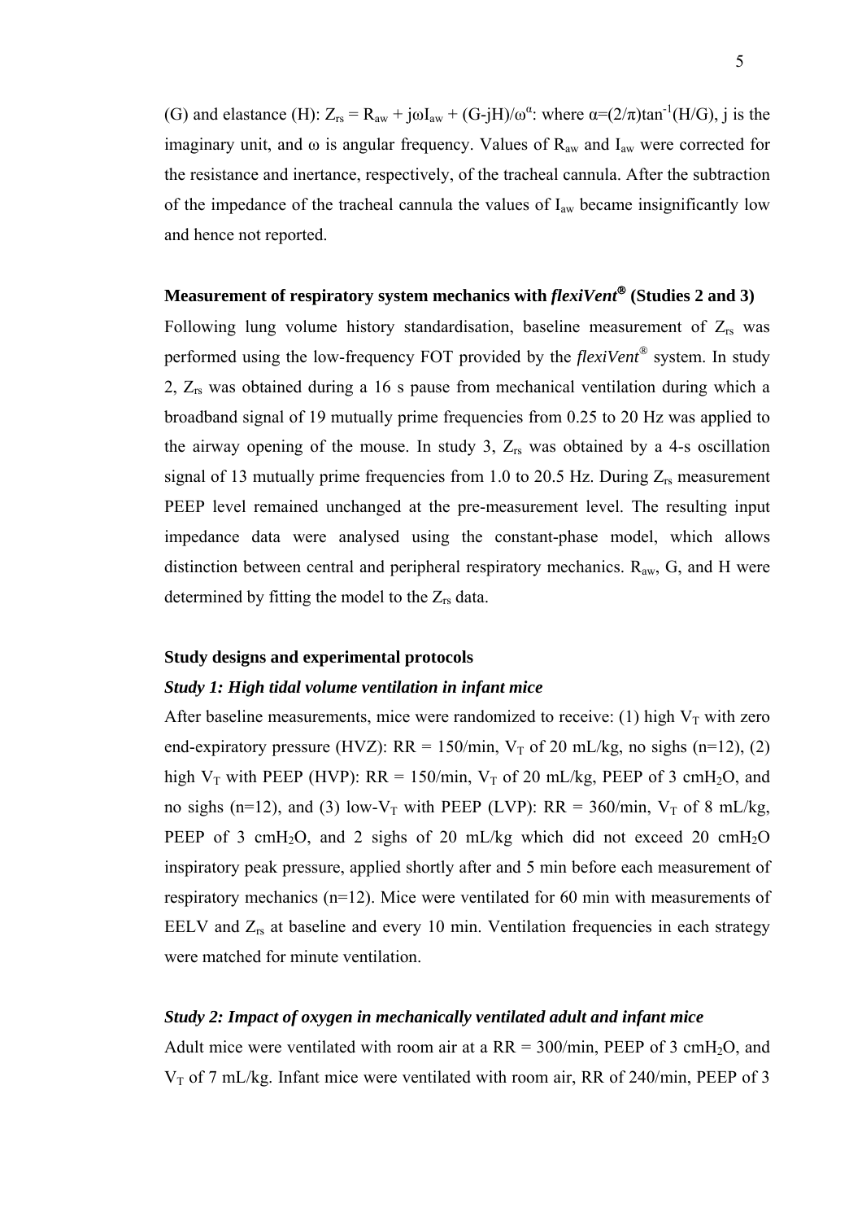(G) and elastance (H): $Z_{rs} = R_{aw} + j\omega I_{aw} + (G\text{-}jH)/\omega^{\alpha}$: where $\alpha=(2/\pi)\tan^{-1}(H/G)$, j is the imaginary unit, and ω is angular frequency. Values of $R_{aw}$ and $I_{aw}$ were corrected for the resistance and inertance, respectively, of the tracheal cannula. After the subtraction of the impedance of the tracheal cannula the values of $I_{aw}$ became insignificantly low and hence not reported.

**Measurement of respiratory system mechanics with *flexiVent®* (Studies 2 and 3)**

Following lung volume history standardisation, baseline measurement of $Z_{rs}$ was performed using the low-frequency FOT provided by the *flexiVent®* system. In study 2, $Z_{rs}$ was obtained during a 16 s pause from mechanical ventilation during which a broadband signal of 19 mutually prime frequencies from 0.25 to 20 Hz was applied to the airway opening of the mouse. In study 3, $Z_{rs}$ was obtained by a 4-s oscillation signal of 13 mutually prime frequencies from 1.0 to 20.5 Hz. During $Z_{rs}$ measurement PEEP level remained unchanged at the pre-measurement level. The resulting input impedance data were analysed using the constant-phase model, which allows distinction between central and peripheral respiratory mechanics. $R_{aw}$, G, and H were determined by fitting the model to the $Z_{rs}$ data.

**Study designs and experimental protocols**

***Study 1: High tidal volume ventilation in infant mice***

After baseline measurements, mice were randomized to receive: (1) high $V_T$ with zero end-expiratory pressure (HVZ): RR = 150/min, $V_T$ of 20 mL/kg, no sighs (n=12), (2) high $V_T$ with PEEP (HVP): RR = 150/min, $V_T$ of 20 mL/kg, PEEP of 3 $cmH_2O$, and no sighs (n=12), and (3) low-$V_T$ with PEEP (LVP): RR = 360/min, $V_T$ of 8 mL/kg, PEEP of 3 $cmH_2O$, and 2 sighs of 20 mL/kg which did not exceed 20 $cmH_2O$ inspiratory peak pressure, applied shortly after and 5 min before each measurement of respiratory mechanics (n=12). Mice were ventilated for 60 min with measurements of EELV and $Z_{rs}$ at baseline and every 10 min. Ventilation frequencies in each strategy were matched for minute ventilation.

***Study 2: Impact of oxygen in mechanically ventilated adult and infant mice***

Adult mice were ventilated with room air at a RR = 300/min, PEEP of 3 $cmH_2O$, and $V_T$ of 7 mL/kg. Infant mice were ventilated with room air, RR of 240/min, PEEP of 3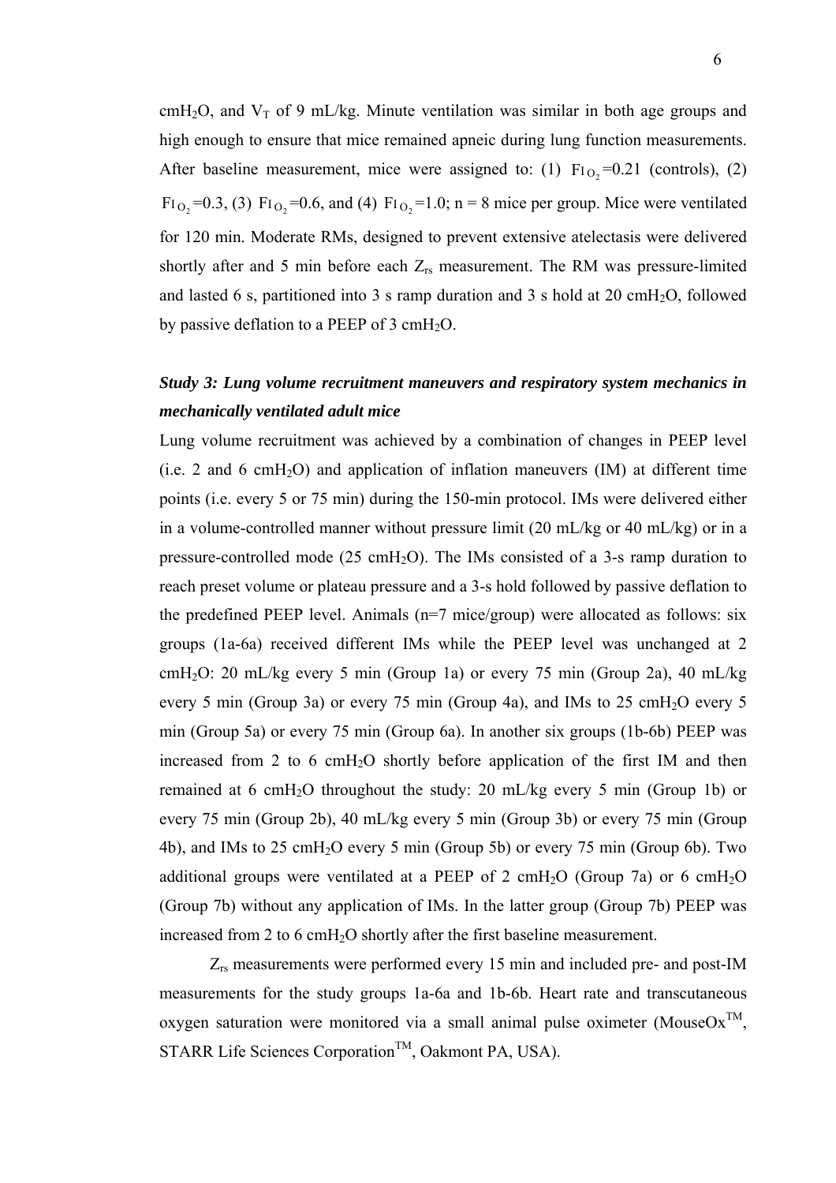$cmH_2O$, and $V_T$ of 9 mL/kg. Minute ventilation was similar in both age groups and high enough to ensure that mice remained apneic during lung function measurements. After baseline measurement, mice were assigned to: (1) $F_{IO_2}$=0.21 (controls), (2) $F_{IO_2}$=0.3, (3) $F_{IO_2}$=0.6, and (4) $F_{IO_2}$=1.0; n = 8 mice per group. Mice were ventilated for 120 min. Moderate RMs, designed to prevent extensive atelectasis were delivered shortly after and 5 min before each $Z_{rs}$ measurement. The RM was pressure-limited and lasted 6 s, partitioned into 3 s ramp duration and 3 s hold at 20 $cmH_2O$, followed by passive deflation to a PEEP of 3 $cmH_2O$.

### *Study 3: Lung volume recruitment maneuvers and respiratory system mechanics in mechanically ventilated adult mice*

Lung volume recruitment was achieved by a combination of changes in PEEP level (i.e. 2 and 6 $cmH_2O$) and application of inflation maneuvers (IM) at different time points (i.e. every 5 or 75 min) during the 150-min protocol. IMs were delivered either in a volume-controlled manner without pressure limit (20 mL/kg or 40 mL/kg) or in a pressure-controlled mode (25 $cmH_2O$). The IMs consisted of a 3-s ramp duration to reach preset volume or plateau pressure and a 3-s hold followed by passive deflation to the predefined PEEP level. Animals (n=7 mice/group) were allocated as follows: six groups (1a-6a) received different IMs while the PEEP level was unchanged at 2 $cmH_2O$: 20 mL/kg every 5 min (Group 1a) or every 75 min (Group 2a), 40 mL/kg every 5 min (Group 3a) or every 75 min (Group 4a), and IMs to 25 $cmH_2O$ every 5 min (Group 5a) or every 75 min (Group 6a). In another six groups (1b-6b) PEEP was increased from 2 to 6 $cmH_2O$ shortly before application of the first IM and then remained at 6 $cmH_2O$ throughout the study: 20 mL/kg every 5 min (Group 1b) or every 75 min (Group 2b), 40 mL/kg every 5 min (Group 3b) or every 75 min (Group 4b), and IMs to 25 $cmH_2O$ every 5 min (Group 5b) or every 75 min (Group 6b). Two additional groups were ventilated at a PEEP of 2 $cmH_2O$ (Group 7a) or 6 $cmH_2O$ (Group 7b) without any application of IMs. In the latter group (Group 7b) PEEP was increased from 2 to 6 $cmH_2O$ shortly after the first baseline measurement.

$Z_{rs}$ measurements were performed every 15 min and included pre- and post-IM measurements for the study groups 1a-6a and 1b-6b. Heart rate and transcutaneous oxygen saturation were monitored via a small animal pulse oximeter (MouseOx$^{TM}$, STARR Life Sciences Corporation$^{TM}$, Oakmont PA, USA).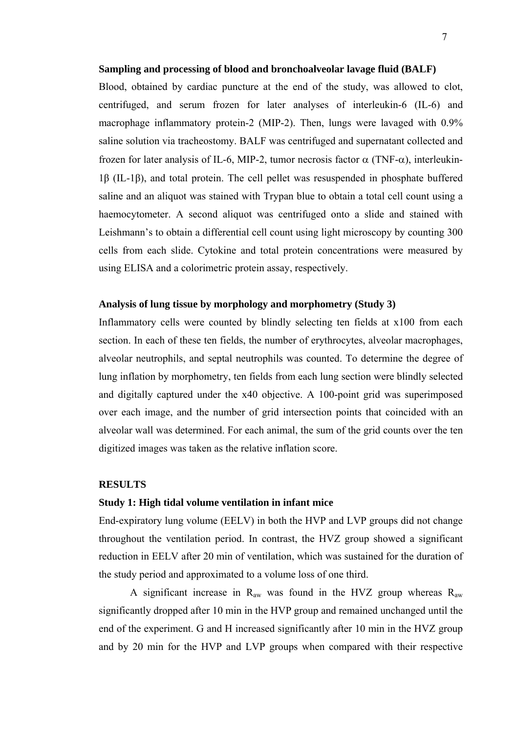**Sampling and processing of blood and bronchoalveolar lavage fluid (BALF)**

Blood, obtained by cardiac puncture at the end of the study, was allowed to clot, centrifuged, and serum frozen for later analyses of interleukin-6 (IL-6) and macrophage inflammatory protein-2 (MIP-2). Then, lungs were lavaged with 0.9% saline solution via tracheostomy. BALF was centrifuged and supernatant collected and frozen for later analysis of IL-6, MIP-2, tumor necrosis factor $\alpha$ (TNF-$\alpha$), interleukin-1$\beta$ (IL-1$\beta$), and total protein. The cell pellet was resuspended in phosphate buffered saline and an aliquot was stained with Trypan blue to obtain a total cell count using a haemocytometer. A second aliquot was centrifuged onto a slide and stained with Leishmann's to obtain a differential cell count using light microscopy by counting 300 cells from each slide. Cytokine and total protein concentrations were measured by using ELISA and a colorimetric protein assay, respectively.

**Analysis of lung tissue by morphology and morphometry (Study 3)**

Inflammatory cells were counted by blindly selecting ten fields at x100 from each section. In each of these ten fields, the number of erythrocytes, alveolar macrophages, alveolar neutrophils, and septal neutrophils was counted. To determine the degree of lung inflation by morphometry, ten fields from each lung section were blindly selected and digitally captured under the x40 objective. A 100-point grid was superimposed over each image, and the number of grid intersection points that coincided with an alveolar wall was determined. For each animal, the sum of the grid counts over the ten digitized images was taken as the relative inflation score.

## RESULTS

### Study 1: High tidal volume ventilation in infant mice

End-expiratory lung volume (EELV) in both the HVP and LVP groups did not change throughout the ventilation period. In contrast, the HVZ group showed a significant reduction in EELV after 20 min of ventilation, which was sustained for the duration of the study period and approximated to a volume loss of one third.

A significant increase in $R_{aw}$ was found in the HVZ group whereas $R_{aw}$ significantly dropped after 10 min in the HVP group and remained unchanged until the end of the experiment. G and H increased significantly after 10 min in the HVZ group and by 20 min for the HVP and LVP groups when compared with their respective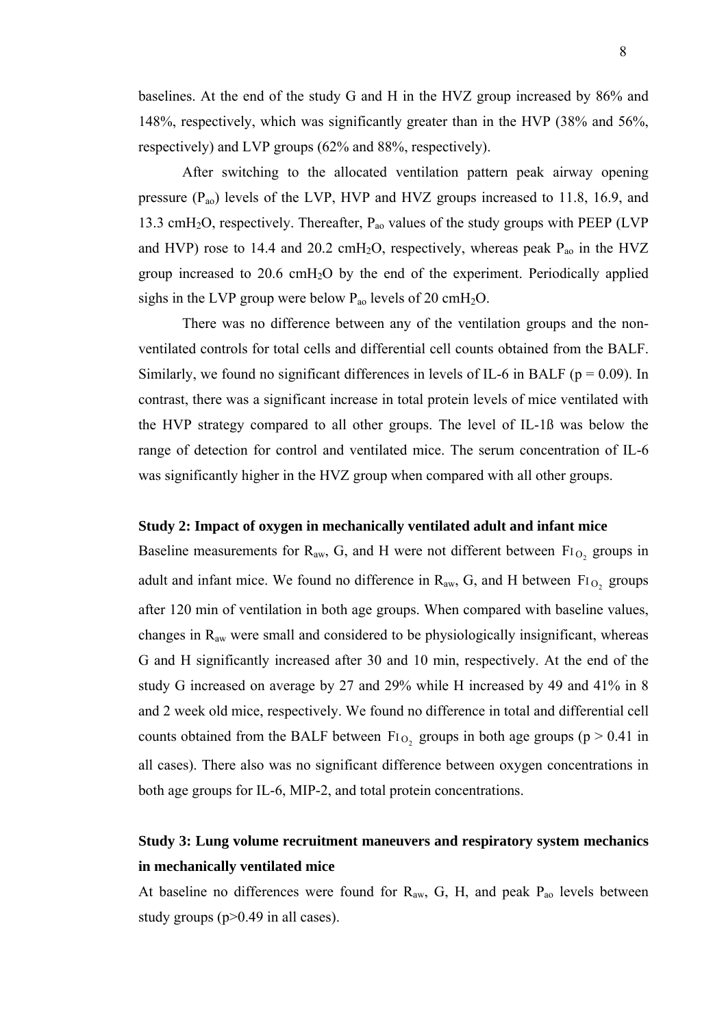baselines. At the end of the study G and H in the HVZ group increased by 86% and 148%, respectively, which was significantly greater than in the HVP (38% and 56%, respectively) and LVP groups (62% and 88%, respectively).

After switching to the allocated ventilation pattern peak airway opening pressure ($P_{ao}$) levels of the LVP, HVP and HVZ groups increased to 11.8, 16.9, and 13.3 $cmH_2O$, respectively. Thereafter, $P_{ao}$ values of the study groups with PEEP (LVP and HVP) rose to 14.4 and 20.2 $cmH_2O$, respectively, whereas peak $P_{ao}$ in the HVZ group increased to 20.6 $cmH_2O$ by the end of the experiment. Periodically applied sighs in the LVP group were below $P_{ao}$ levels of 20 $cmH_2O$.

There was no difference between any of the ventilation groups and the non-ventilated controls for total cells and differential cell counts obtained from the BALF. Similarly, we found no significant differences in levels of IL-6 in BALF ($p = 0.09$). In contrast, there was a significant increase in total protein levels of mice ventilated with the HVP strategy compared to all other groups. The level of IL-1ß was below the range of detection for control and ventilated mice. The serum concentration of IL-6 was significantly higher in the HVZ group when compared with all other groups.

**Study 2: Impact of oxygen in mechanically ventilated adult and infant mice**

Baseline measurements for $R_{aw}$, G, and H were not different between $F_{IO_2}$ groups in adult and infant mice. We found no difference in $R_{aw}$, G, and H between $F_{IO_2}$ groups after 120 min of ventilation in both age groups. When compared with baseline values, changes in $R_{aw}$ were small and considered to be physiologically insignificant, whereas G and H significantly increased after 30 and 10 min, respectively. At the end of the study G increased on average by 27 and 29% while H increased by 49 and 41% in 8 and 2 week old mice, respectively. We found no difference in total and differential cell counts obtained from the BALF between $F_{IO_2}$ groups in both age groups ($p > 0.41$ in all cases). There also was no significant difference between oxygen concentrations in both age groups for IL-6, MIP-2, and total protein concentrations.

**Study 3: Lung volume recruitment maneuvers and respiratory system mechanics in mechanically ventilated mice**

At baseline no differences were found for $R_{aw}$, G, H, and peak $P_{ao}$ levels between study groups ($p>0.49$ in all cases).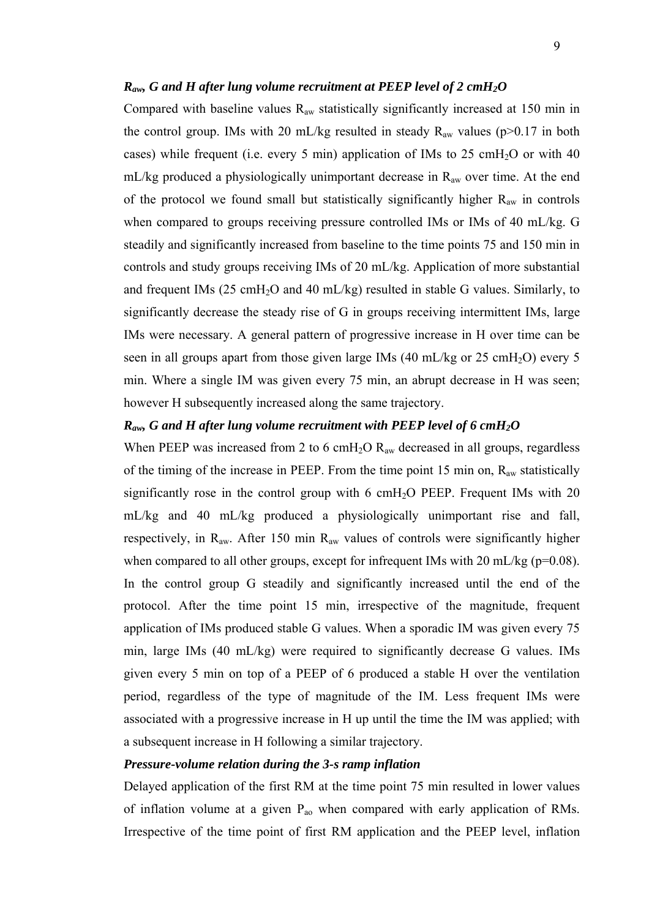### *$R_{aw}$, G and H after lung volume recruitment at PEEP level of 2 $cmH_2O$*

Compared with baseline values $R_{aw}$ statistically significantly increased at 150 min in the control group. IMs with 20 mL/kg resulted in steady $R_{aw}$ values ($p>0.17$ in both cases) while frequent (i.e. every 5 min) application of IMs to 25 $cmH_2O$ or with 40 mL/kg produced a physiologically unimportant decrease in $R_{aw}$ over time. At the end of the protocol we found small but statistically significantly higher $R_{aw}$ in controls when compared to groups receiving pressure controlled IMs or IMs of 40 mL/kg. G steadily and significantly increased from baseline to the time points 75 and 150 min in controls and study groups receiving IMs of 20 mL/kg. Application of more substantial and frequent IMs (25 $cmH_2O$ and 40 mL/kg) resulted in stable G values. Similarly, to significantly decrease the steady rise of G in groups receiving intermittent IMs, large IMs were necessary. A general pattern of progressive increase in H over time can be seen in all groups apart from those given large IMs (40 mL/kg or 25 $cmH_2O$) every 5 min. Where a single IM was given every 75 min, an abrupt decrease in H was seen; however H subsequently increased along the same trajectory.

### *$R_{aw}$, G and H after lung volume recruitment with PEEP level of 6 $cmH_2O$*

When PEEP was increased from 2 to 6 $cmH_2O$ $R_{aw}$ decreased in all groups, regardless of the timing of the increase in PEEP. From the time point 15 min on, $R_{aw}$ statistically significantly rose in the control group with 6 $cmH_2O$ PEEP. Frequent IMs with 20 mL/kg and 40 mL/kg produced a physiologically unimportant rise and fall, respectively, in $R_{aw}$. After 150 min $R_{aw}$ values of controls were significantly higher when compared to all other groups, except for infrequent IMs with 20 mL/kg ($p=0.08$). In the control group G steadily and significantly increased until the end of the protocol. After the time point 15 min, irrespective of the magnitude, frequent application of IMs produced stable G values. When a sporadic IM was given every 75 min, large IMs (40 mL/kg) were required to significantly decrease G values. IMs given every 5 min on top of a PEEP of 6 produced a stable H over the ventilation period, regardless of the type of magnitude of the IM. Less frequent IMs were associated with a progressive increase in H up until the time the IM was applied; with a subsequent increase in H following a similar trajectory.

### *Pressure-volume relation during the 3-s ramp inflation*

Delayed application of the first RM at the time point 75 min resulted in lower values of inflation volume at a given $P_{ao}$ when compared with early application of RMs. Irrespective of the time point of first RM application and the PEEP level, inflation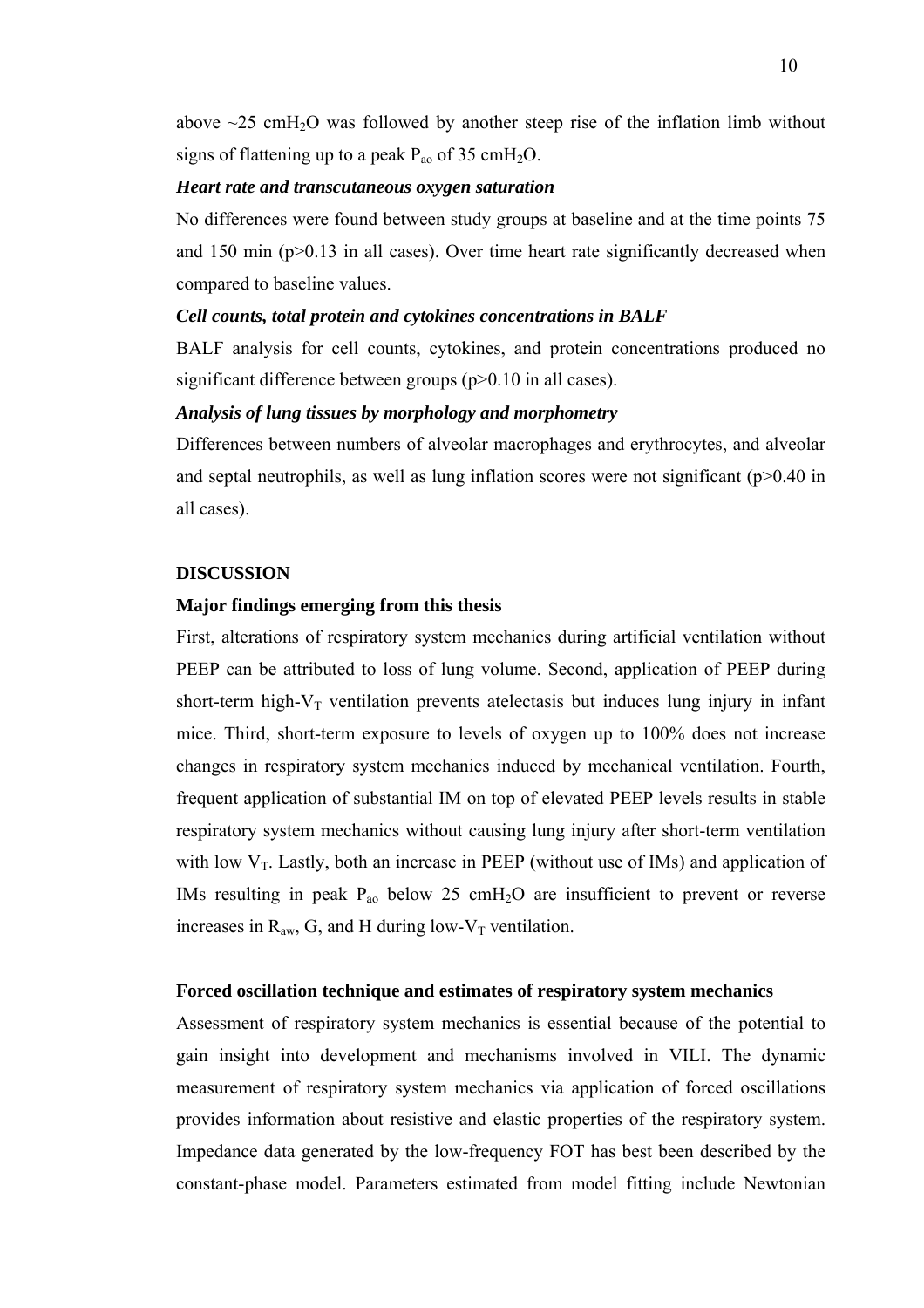above ~25 $cmH_2O$ was followed by another steep rise of the inflation limb without signs of flattening up to a peak $P_{ao}$ of 35 $cmH_2O$.

***Heart rate and transcutaneous oxygen saturation***

No differences were found between study groups at baseline and at the time points 75 and 150 min ($p>0.13$ in all cases). Over time heart rate significantly decreased when compared to baseline values.

***Cell counts, total protein and cytokines concentrations in BALF***

BALF analysis for cell counts, cytokines, and protein concentrations produced no significant difference between groups ($p>0.10$ in all cases).

***Analysis of lung tissues by morphology and morphometry***

Differences between numbers of alveolar macrophages and erythrocytes, and alveolar and septal neutrophils, as well as lung inflation scores were not significant ($p>0.40$ in all cases).

## DISCUSSION

### Major findings emerging from this thesis

First, alterations of respiratory system mechanics during artificial ventilation without PEEP can be attributed to loss of lung volume. Second, application of PEEP during short-term high-$V_T$ ventilation prevents atelectasis but induces lung injury in infant mice. Third, short-term exposure to levels of oxygen up to 100% does not increase changes in respiratory system mechanics induced by mechanical ventilation. Fourth, frequent application of substantial IM on top of elevated PEEP levels results in stable respiratory system mechanics without causing lung injury after short-term ventilation with low $V_T$. Lastly, both an increase in PEEP (without use of IMs) and application of IMs resulting in peak $P_{ao}$ below 25 $cmH_2O$ are insufficient to prevent or reverse increases in $R_{aw}$, G, and H during low-$V_T$ ventilation.

### Forced oscillation technique and estimates of respiratory system mechanics

Assessment of respiratory system mechanics is essential because of the potential to gain insight into development and mechanisms involved in VILI. The dynamic measurement of respiratory system mechanics via application of forced oscillations provides information about resistive and elastic properties of the respiratory system. Impedance data generated by the low-frequency FOT has best been described by the constant-phase model. Parameters estimated from model fitting include Newtonian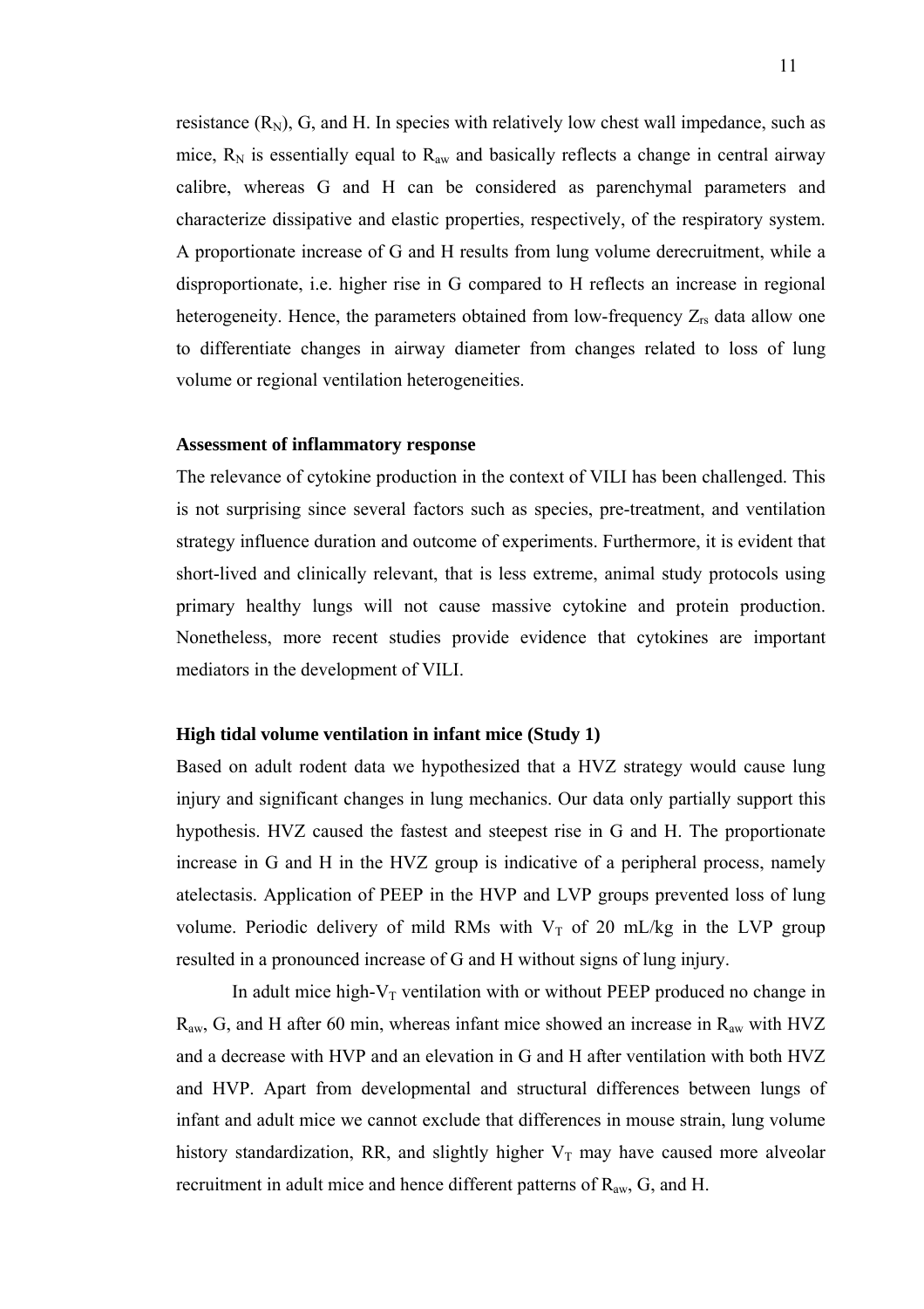resistance ($R_N$), G, and H. In species with relatively low chest wall impedance, such as mice, $R_N$ is essentially equal to $R_{aw}$ and basically reflects a change in central airway calibre, whereas G and H can be considered as parenchymal parameters and characterize dissipative and elastic properties, respectively, of the respiratory system. A proportionate increase of G and H results from lung volume derecruitment, while a disproportionate, i.e. higher rise in G compared to H reflects an increase in regional heterogeneity. Hence, the parameters obtained from low-frequency $Z_{rs}$ data allow one to differentiate changes in airway diameter from changes related to loss of lung volume or regional ventilation heterogeneities.

**Assessment of inflammatory response**

The relevance of cytokine production in the context of VILI has been challenged. This is not surprising since several factors such as species, pre-treatment, and ventilation strategy influence duration and outcome of experiments. Furthermore, it is evident that short-lived and clinically relevant, that is less extreme, animal study protocols using primary healthy lungs will not cause massive cytokine and protein production. Nonetheless, more recent studies provide evidence that cytokines are important mediators in the development of VILI.

**High tidal volume ventilation in infant mice (Study 1)**

Based on adult rodent data we hypothesized that a HVZ strategy would cause lung injury and significant changes in lung mechanics. Our data only partially support this hypothesis. HVZ caused the fastest and steepest rise in G and H. The proportionate increase in G and H in the HVZ group is indicative of a peripheral process, namely atelectasis. Application of PEEP in the HVP and LVP groups prevented loss of lung volume. Periodic delivery of mild RMs with $V_T$ of 20 mL/kg in the LVP group resulted in a pronounced increase of G and H without signs of lung injury.

In adult mice high-$V_T$ ventilation with or without PEEP produced no change in $R_{aw}$, G, and H after 60 min, whereas infant mice showed an increase in $R_{aw}$ with HVZ and a decrease with HVP and an elevation in G and H after ventilation with both HVZ and HVP. Apart from developmental and structural differences between lungs of infant and adult mice we cannot exclude that differences in mouse strain, lung volume history standardization, RR, and slightly higher $V_T$ may have caused more alveolar recruitment in adult mice and hence different patterns of $R_{aw}$, G, and H.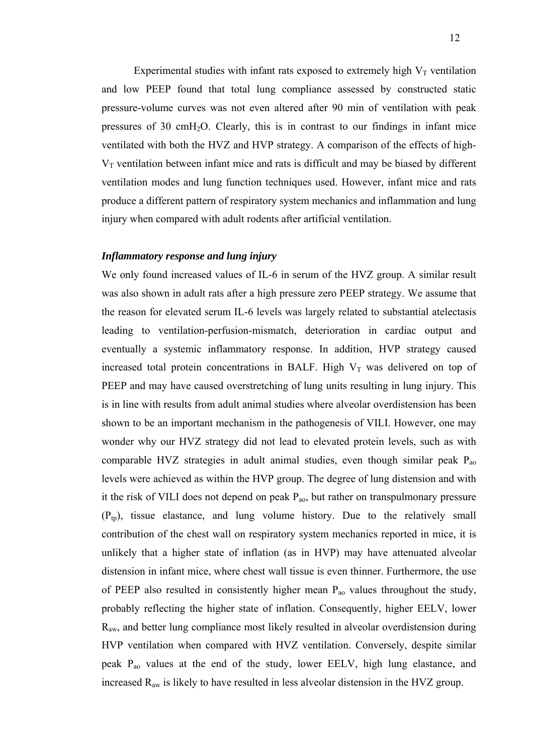Experimental studies with infant rats exposed to extremely high $V_T$ ventilation and low PEEP found that total lung compliance assessed by constructed static pressure-volume curves was not even altered after 90 min of ventilation with peak pressures of 30 $cmH_2O$. Clearly, this is in contrast to our findings in infant mice ventilated with both the HVZ and HVP strategy. A comparison of the effects of high-$V_T$ ventilation between infant mice and rats is difficult and may be biased by different ventilation modes and lung function techniques used. However, infant mice and rats produce a different pattern of respiratory system mechanics and inflammation and lung injury when compared with adult rodents after artificial ventilation.

***Inflammatory response and lung injury***

We only found increased values of IL-6 in serum of the HVZ group. A similar result was also shown in adult rats after a high pressure zero PEEP strategy. We assume that the reason for elevated serum IL-6 levels was largely related to substantial atelectasis leading to ventilation-perfusion-mismatch, deterioration in cardiac output and eventually a systemic inflammatory response. In addition, HVP strategy caused increased total protein concentrations in BALF. High $V_T$ was delivered on top of PEEP and may have caused overstretching of lung units resulting in lung injury. This is in line with results from adult animal studies where alveolar overdistension has been shown to be an important mechanism in the pathogenesis of VILI. However, one may wonder why our HVZ strategy did not lead to elevated protein levels, such as with comparable HVZ strategies in adult animal studies, even though similar peak $P_{ao}$ levels were achieved as within the HVP group. The degree of lung distension and with it the risk of VILI does not depend on peak $P_{ao}$, but rather on transpulmonary pressure ($P_{tp}$), tissue elastance, and lung volume history. Due to the relatively small contribution of the chest wall on respiratory system mechanics reported in mice, it is unlikely that a higher state of inflation (as in HVP) may have attenuated alveolar distension in infant mice, where chest wall tissue is even thinner. Furthermore, the use of PEEP also resulted in consistently higher mean $P_{ao}$ values throughout the study, probably reflecting the higher state of inflation. Consequently, higher EELV, lower $R_{aw}$, and better lung compliance most likely resulted in alveolar overdistension during HVP ventilation when compared with HVZ ventilation. Conversely, despite similar peak $P_{ao}$ values at the end of the study, lower EELV, high lung elastance, and increased $R_{aw}$ is likely to have resulted in less alveolar distension in the HVZ group.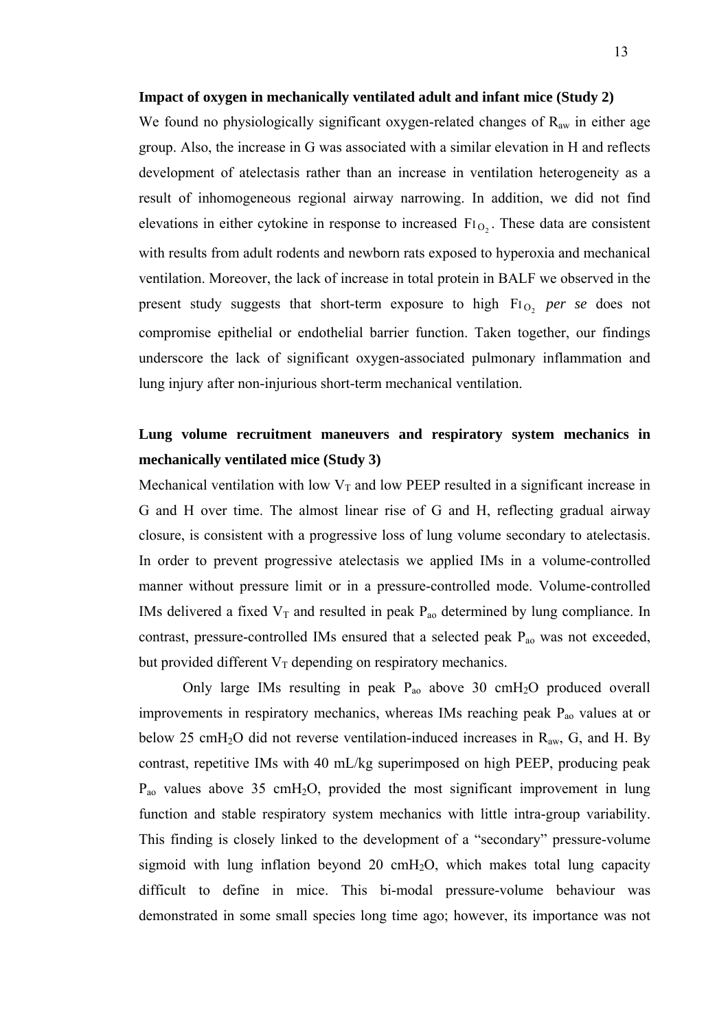**Impact of oxygen in mechanically ventilated adult and infant mice (Study 2)**

We found no physiologically significant oxygen-related changes of $R_{aw}$ in either age group. Also, the increase in G was associated with a similar elevation in H and reflects development of atelectasis rather than an increase in ventilation heterogeneity as a result of inhomogeneous regional airway narrowing. In addition, we did not find elevations in either cytokine in response to increased $F_{I_{O_2}}$. These data are consistent with results from adult rodents and newborn rats exposed to hyperoxia and mechanical ventilation. Moreover, the lack of increase in total protein in BALF we observed in the present study suggests that short-term exposure to high $F_{I_{O_2}}$ *per se* does not compromise epithelial or endothelial barrier function. Taken together, our findings underscore the lack of significant oxygen-associated pulmonary inflammation and lung injury after non-injurious short-term mechanical ventilation.

**Lung volume recruitment maneuvers and respiratory system mechanics in mechanically ventilated mice (Study 3)**

Mechanical ventilation with low $V_T$ and low PEEP resulted in a significant increase in G and H over time. The almost linear rise of G and H, reflecting gradual airway closure, is consistent with a progressive loss of lung volume secondary to atelectasis. In order to prevent progressive atelectasis we applied IMs in a volume-controlled manner without pressure limit or in a pressure-controlled mode. Volume-controlled IMs delivered a fixed $V_T$ and resulted in peak $P_{ao}$ determined by lung compliance. In contrast, pressure-controlled IMs ensured that a selected peak $P_{ao}$ was not exceeded, but provided different $V_T$ depending on respiratory mechanics.

Only large IMs resulting in peak $P_{ao}$ above 30 $cmH_2O$ produced overall improvements in respiratory mechanics, whereas IMs reaching peak $P_{ao}$ values at or below 25 $cmH_2O$ did not reverse ventilation-induced increases in $R_{aw}$, G, and H. By contrast, repetitive IMs with 40 mL/kg superimposed on high PEEP, producing peak $P_{ao}$ values above 35 $cmH_2O$, provided the most significant improvement in lung function and stable respiratory system mechanics with little intra-group variability. This finding is closely linked to the development of a "secondary" pressure-volume sigmoid with lung inflation beyond 20 $cmH_2O$, which makes total lung capacity difficult to define in mice. This bi-modal pressure-volume behaviour was demonstrated in some small species long time ago; however, its importance was not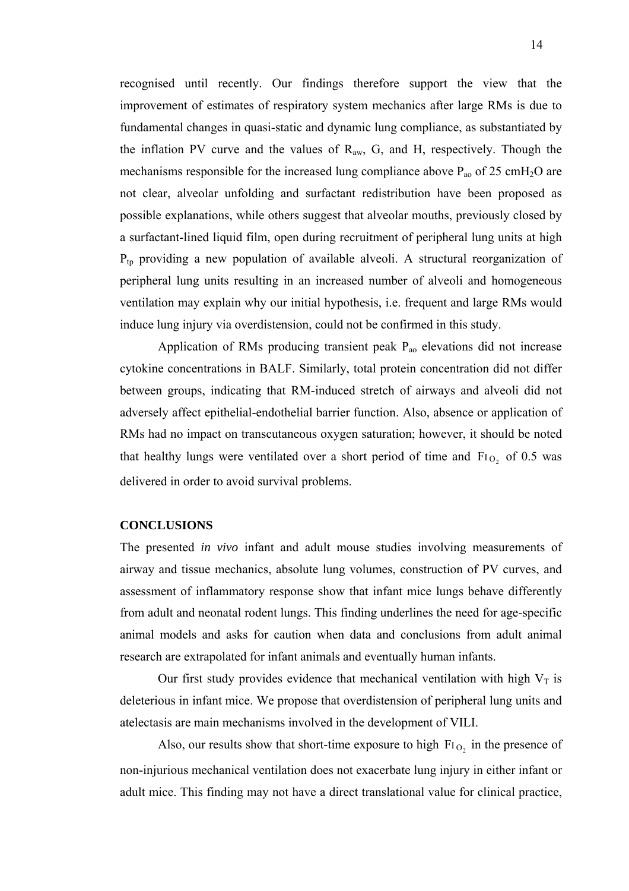recognised until recently. Our findings therefore support the view that the improvement of estimates of respiratory system mechanics after large RMs is due to fundamental changes in quasi-static and dynamic lung compliance, as substantiated by the inflation PV curve and the values of $R_{aw}$, G, and H, respectively. Though the mechanisms responsible for the increased lung compliance above $P_{ao}$ of 25 $cmH_2O$ are not clear, alveolar unfolding and surfactant redistribution have been proposed as possible explanations, while others suggest that alveolar mouths, previously closed by a surfactant-lined liquid film, open during recruitment of peripheral lung units at high $P_{tp}$ providing a new population of available alveoli. A structural reorganization of peripheral lung units resulting in an increased number of alveoli and homogeneous ventilation may explain why our initial hypothesis, i.e. frequent and large RMs would induce lung injury via overdistension, could not be confirmed in this study.

Application of RMs producing transient peak $P_{ao}$ elevations did not increase cytokine concentrations in BALF. Similarly, total protein concentration did not differ between groups, indicating that RM-induced stretch of airways and alveoli did not adversely affect epithelial-endothelial barrier function. Also, absence or application of RMs had no impact on transcutaneous oxygen saturation; however, it should be noted that healthy lungs were ventilated over a short period of time and $F_{IO_2}$ of 0.5 was delivered in order to avoid survival problems.

## CONCLUSIONS

The presented *in vivo* infant and adult mouse studies involving measurements of airway and tissue mechanics, absolute lung volumes, construction of PV curves, and assessment of inflammatory response show that infant mice lungs behave differently from adult and neonatal rodent lungs. This finding underlines the need for age-specific animal models and asks for caution when data and conclusions from adult animal research are extrapolated for infant animals and eventually human infants.

Our first study provides evidence that mechanical ventilation with high $V_T$ is deleterious in infant mice. We propose that overdistension of peripheral lung units and atelectasis are main mechanisms involved in the development of VILI.

Also, our results show that short-time exposure to high $F_{IO_2}$ in the presence of non-injurious mechanical ventilation does not exacerbate lung injury in either infant or adult mice. This finding may not have a direct translational value for clinical practice,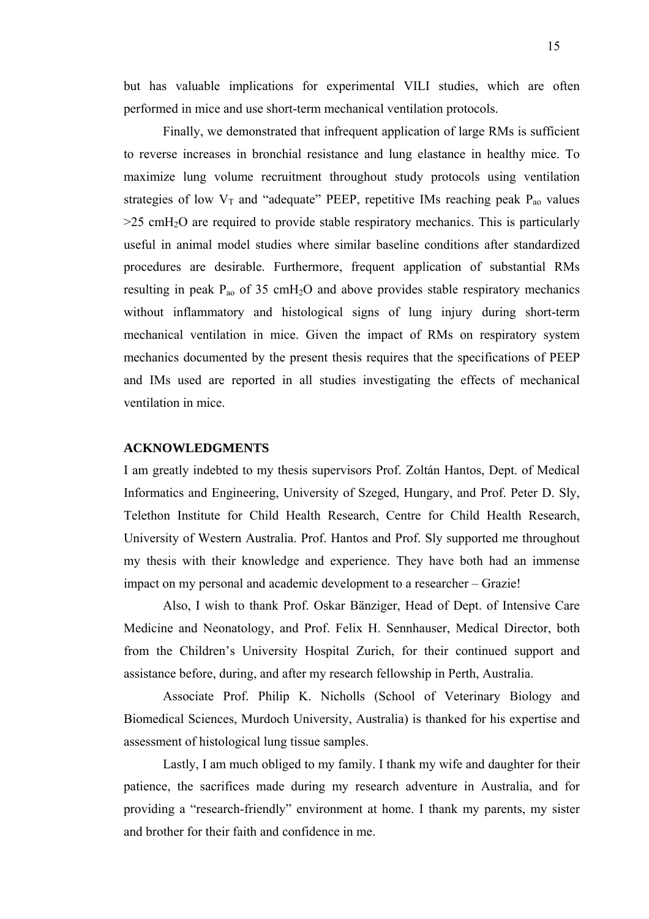but has valuable implications for experimental VILI studies, which are often performed in mice and use short-term mechanical ventilation protocols.

Finally, we demonstrated that infrequent application of large RMs is sufficient to reverse increases in bronchial resistance and lung elastance in healthy mice. To maximize lung volume recruitment throughout study protocols using ventilation strategies of low $V_T$ and "adequate" PEEP, repetitive IMs reaching peak $P_{ao}$ values >25 $cmH_2O$ are required to provide stable respiratory mechanics. This is particularly useful in animal model studies where similar baseline conditions after standardized procedures are desirable. Furthermore, frequent application of substantial RMs resulting in peak $P_{ao}$ of 35 $cmH_2O$ and above provides stable respiratory mechanics without inflammatory and histological signs of lung injury during short-term mechanical ventilation in mice. Given the impact of RMs on respiratory system mechanics documented by the present thesis requires that the specifications of PEEP and IMs used are reported in all studies investigating the effects of mechanical ventilation in mice.

## ACKNOWLEDGMENTS

I am greatly indebted to my thesis supervisors Prof. Zoltán Hantos, Dept. of Medical Informatics and Engineering, University of Szeged, Hungary, and Prof. Peter D. Sly, Telethon Institute for Child Health Research, Centre for Child Health Research, University of Western Australia. Prof. Hantos and Prof. Sly supported me throughout my thesis with their knowledge and experience. They have both had an immense impact on my personal and academic development to a researcher – Grazie!

Also, I wish to thank Prof. Oskar Bänziger, Head of Dept. of Intensive Care Medicine and Neonatology, and Prof. Felix H. Sennhauser, Medical Director, both from the Children's University Hospital Zurich, for their continued support and assistance before, during, and after my research fellowship in Perth, Australia.

Associate Prof. Philip K. Nicholls (School of Veterinary Biology and Biomedical Sciences, Murdoch University, Australia) is thanked for his expertise and assessment of histological lung tissue samples.

Lastly, I am much obliged to my family. I thank my wife and daughter for their patience, the sacrifices made during my research adventure in Australia, and for providing a "research-friendly" environment at home. I thank my parents, my sister and brother for their faith and confidence in me.